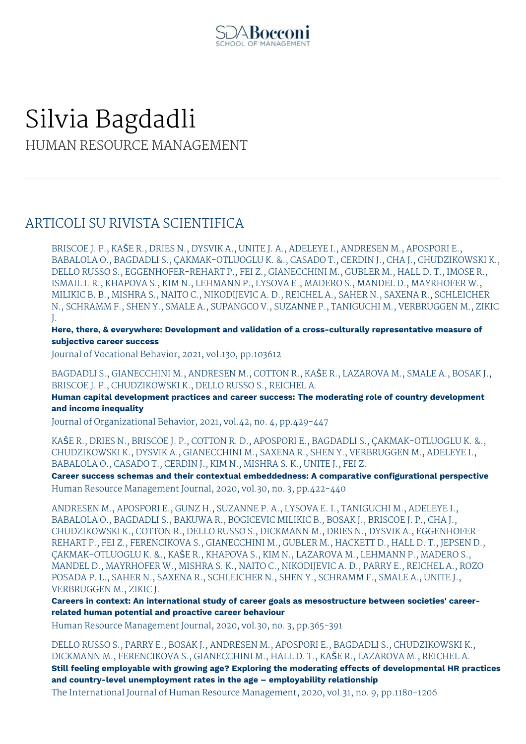# Silvia Bagdadli

## HUMAN RESOURCE MANAGEMENT

## ARTICOLI SU RIVISTA SCIENTIFICA

BRISCOE J. P., KAŠE R., DRIES N., DYSVIK A., UNITE J. A., ADELEYE I., ANDRESEN M., APOSPORI E., BABALOLA O., BAGDADLI S., ÇAKMAK-OTLUOGLU K. &., CASADO T., CERDIN J., CHA J., CHUDZIKOWSKI K., DELLO RUSSO S., EGGENHOFER-REHART P., FEI Z., GIANECCHINI M., GUBLER M., HALL D. T., IMOSE R., ISMAIL I. R., KHAPOVA S., KIM N., LEHMANN P., LYSOVA E., MADERO S., MANDEL D., MAYRHOFER W., MILIKIC B. B., MISHRA S., NAITO C., NIKODIJEVIC A. D., REICHEL A., SAHER N., SAXENA R., SCHLEICHER N., SCHRAMM F., SHEN Y., SMALE A., SUPANGCO V., SUZANNE P., TANIGUCHI M., VERBRUGGEN M., ZIKIC J.

**Here, there, & everywhere: Development and validation of a cross-culturally representative measure of subjective career success**

Journal of Vocational Behavior, 2021, vol.130, pp.103612

BAGDADLI S., GIANECCHINI M., ANDRESEN M., COTTON R., KAŠE R., LAZAROVA M., SMALE A., BOSAK J., BRISCOE J. P., CHUDZIKOWSKI K., DELLO RUSSO S., REICHEL A.

**Human capital development practices and career success: The moderating role of country development and income inequality**

Journal of Organizational Behavior, 2021, vol.42, no. 4, pp.429-447

KAŠE R., DRIES N., BRISCOE J. P., COTTON R. D., APOSPORI E., BAGDADLI S., ÇAKMAK-OTLUOGLU K. &., CHUDZIKOWSKI K., DYSVIK A., GIANECCHINI M., SAXENA R., SHEN Y., VERBRUGGEN M., ADELEYE I., BABALOLA O., CASADO T., CERDIN J., KIM N., MISHRA S. K., UNITE J., FEI Z.

**Career success schemas and their contextual embeddedness: A comparative configurational perspective**

Human Resource Management Journal, 2020, vol.30, no. 3, pp.422-440

ANDRESEN M., APOSPORI E., GUNZ H., SUZANNE P. A., LYSOVA E. I., TANIGUCHI M., ADELEYE I., BABALOLA O., BAGDADLI S., BAKUWA R., BOGICEVIC MILIKIC B., BOSAK J., BRISCOE J. P., CHA J., CHUDZIKOWSKI K., COTTON R., DELLO RUSSO S., DICKMANN M., DRIES N., DYSVIK A., EGGENHOFER-REHART P., FEI Z., FERENCIKOVA S., GIANECCHINI M., GUBLER M., HACKETT D., HALL D. T., JEPSEN D., ÇAKMAK-OTLUOGLU K. &., KAŠE R., KHAPOVA S., KIM N., LAZAROVA M., LEHMANN P., MADERO S., MANDEL D., MAYRHOFER W., MISHRA S. K., NAITO C., NIKODIJEVIC A. D., PARRY E., REICHEL A., ROZO POSADA P. L., SAHER N., SAXENA R., SCHLEICHER N., SHEN Y., SCHRAMM F., SMALE A., UNITE J., VERBRUGGEN M., ZIKIC J.

**Careers in context: An international study of career goals as mesostructure between societies' career-related human potential and proactive career behaviour**

Human Resource Management Journal, 2020, vol.30, no. 3, pp.365-391

DELLO RUSSO S., PARRY E., BOSAK J., ANDRESEN M., APOSPORI E., BAGDADLI S., CHUDZIKOWSKI K., DICKMANN M., FERENCIKOVA S., GIANECCHINI M., HALL D. T., KAŠE R., LAZAROVA M., REICHEL A.

**Still feeling employable with growing age? Exploring the moderating effects of developmental HR practices and country-level unemployment rates in the age – employability relationship**

The International Journal of Human Resource Management, 2020, vol.31, no. 9, pp.1180-1206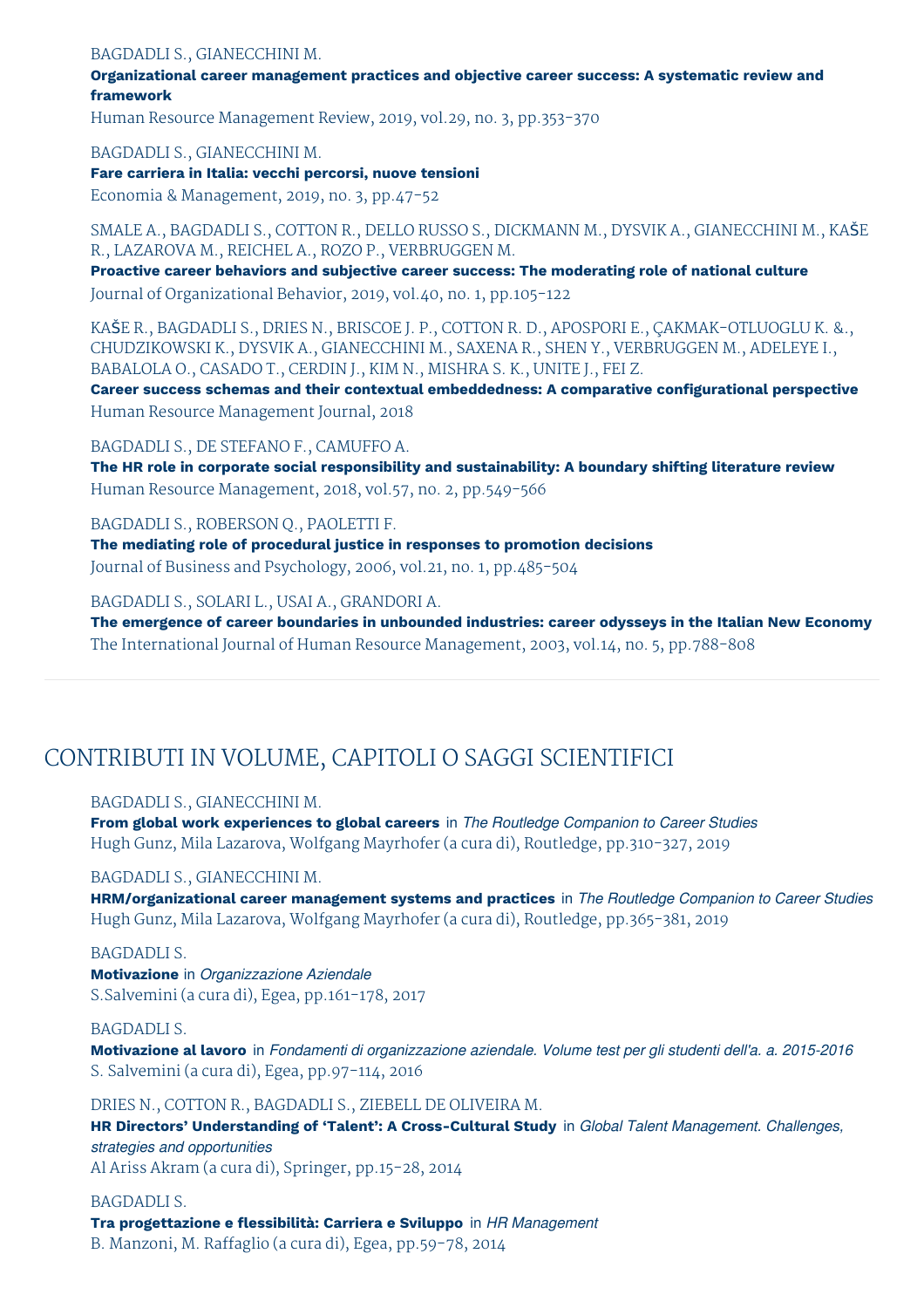BAGDADLI S., GIANECCHINI M.

**Organizational career management practices and objective career success: A systematic review and framework**

Human Resource Management Review, 2019, vol.29, no. 3, pp.353-370

BAGDADLI S., GIANECCHINI M.

**Fare carriera in Italia: vecchi percorsi, nuove tensioni**

Economia & Management, 2019, no. 3, pp.47-52

SMALE A., BAGDADLI S., COTTON R., DELLO RUSSO S., DICKMANN M., DYSVIK A., GIANECCHINI M., KAŠE R., LAZAROVA M., REICHEL A., ROZO P., VERBRUGGEN M.

**Proactive career behaviors and subjective career success: The moderating role of national culture**

Journal of Organizational Behavior, 2019, vol.40, no. 1, pp.105-122

KAŠE R., BAGDADLI S., DRIES N., BRISCOE J. P., COTTON R. D., APOSPORI E., ÇAKMAK-OTLUOGLU K. &., CHUDZIKOWSKI K., DYSVIK A., GIANECCHINI M., SAXENA R., SHEN Y., VERBRUGGEN M., ADELEYE I., BABALOLA O., CASADO T., CERDIN J., KIM N., MISHRA S. K., UNITE J., FEI Z.

**Career success schemas and their contextual embeddedness: A comparative configurational perspective**

Human Resource Management Journal, 2018

BAGDADLI S., DE STEFANO F., CAMUFFO A.

**The HR role in corporate social responsibility and sustainability: A boundary shifting literature review**

Human Resource Management, 2018, vol.57, no. 2, pp.549-566

BAGDADLI S., ROBERSON Q., PAOLETTI F.

**The mediating role of procedural justice in responses to promotion decisions**

Journal of Business and Psychology, 2006, vol.21, no. 1, pp.485-504

BAGDADLI S., SOLARI L., USAI A., GRANDORI A.

**The emergence of career boundaries in unbounded industries: career odysseys in the Italian New Economy**

The International Journal of Human Resource Management, 2003, vol.14, no. 5, pp.788-808

## CONTRIBUTI IN VOLUME, CAPITOLI O SAGGI SCIENTIFICI

BAGDADLI S., GIANECCHINI M.

**From global work experiences to global careers** in *The Routledge Companion to Career Studies*

Hugh Gunz, Mila Lazarova, Wolfgang Mayrhofer (a cura di), Routledge, pp.310-327, 2019

BAGDADLI S., GIANECCHINI M.

**HRM/organizational career management systems and practices** in *The Routledge Companion to Career Studies*

Hugh Gunz, Mila Lazarova, Wolfgang Mayrhofer (a cura di), Routledge, pp.365-381, 2019

BAGDADLI S.

**Motivazione** in *Organizzazione Aziendale*

S.Salvemini (a cura di), Egea, pp.161-178, 2017

BAGDADLI S.

**Motivazione al lavoro** in *Fondamenti di organizzazione aziendale. Volume test per gli studenti dell'a. a. 2015-2016*

S. Salvemini (a cura di), Egea, pp.97-114, 2016

DRIES N., COTTON R., BAGDADLI S., ZIEBELL DE OLIVEIRA M.

**HR Directors' Understanding of 'Talent': A Cross-Cultural Study** in *Global Talent Management. Challenges, strategies and opportunities*

Al Ariss Akram (a cura di), Springer, pp.15-28, 2014

BAGDADLI S.

**Tra progettazione e flessibilità: Carriera e Sviluppo** in *HR Management*

B. Manzoni, M. Raffaglio (a cura di), Egea, pp.59-78, 2014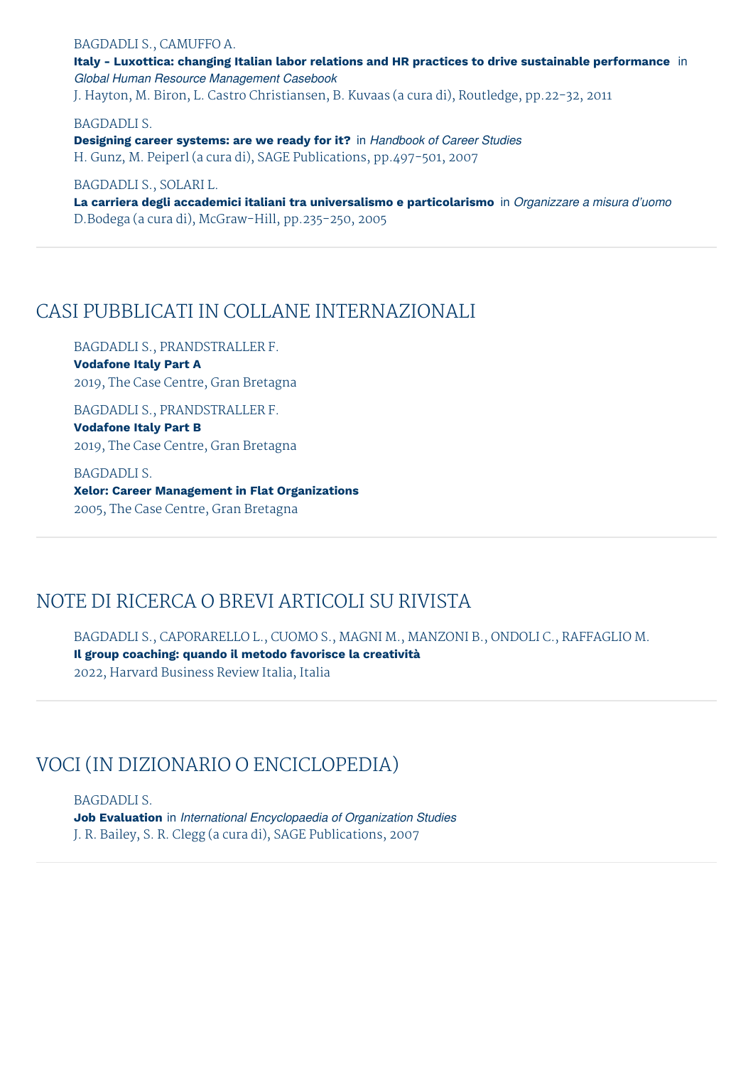BAGDADLI S., CAMUFFO A.
**Italy - Luxottica: changing Italian labor relations and HR practices to drive sustainable performance** in *Global Human Resource Management Casebook*
J. Hayton, M. Biron, L. Castro Christiansen, B. Kuvaas (a cura di), Routledge, pp.22-32, 2011

BAGDADLI S.
**Designing career systems: are we ready for it?** in *Handbook of Career Studies*
H. Gunz, M. Peiperl (a cura di), SAGE Publications, pp.497-501, 2007

BAGDADLI S., SOLARI L.
**La carriera degli accademici italiani tra universalismo e particolarismo** in *Organizzare a misura d'uomo*
D.Bodega (a cura di), McGraw-Hill, pp.235-250, 2005

## CASI PUBBLICATI IN COLLANE INTERNAZIONALI

BAGDADLI S., PRANDSTRALLER F.
**Vodafone Italy Part A**
2019, The Case Centre, Gran Bretagna

BAGDADLI S., PRANDSTRALLER F.
**Vodafone Italy Part B**
2019, The Case Centre, Gran Bretagna

BAGDADLI S.
**Xelor: Career Management in Flat Organizations**
2005, The Case Centre, Gran Bretagna

## NOTE DI RICERCA O BREVI ARTICOLI SU RIVISTA

BAGDADLI S., CAPORARELLO L., CUOMO S., MAGNI M., MANZONI B., ONDOLI C., RAFFAGLIO M.
**Il group coaching: quando il metodo favorisce la creatività**
2022, Harvard Business Review Italia, Italia

## VOCI (IN DIZIONARIO O ENCICLOPEDIA)

BAGDADLI S.
**Job Evaluation** in *International Encyclopaedia of Organization Studies*
J. R. Bailey, S. R. Clegg (a cura di), SAGE Publications, 2007